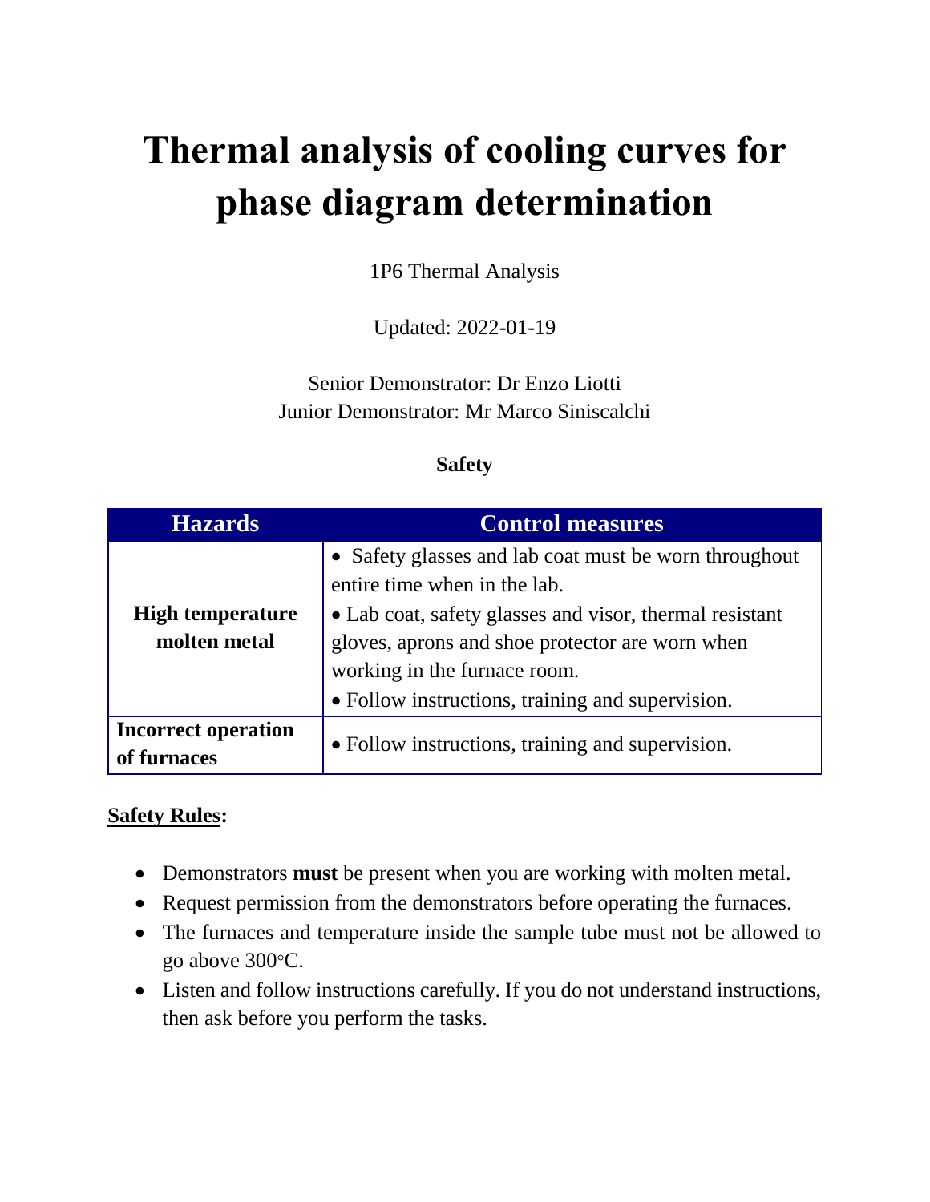# Thermal analysis of cooling curves for phase diagram determination

1P6 Thermal Analysis

Updated: 2022-01-19

Senior Demonstrator: Dr Enzo Liotti
Junior Demonstrator: Mr Marco Siniscalchi

**Safety**

| Hazards | Control measures |
|---|---|
| **High temperature molten metal** | • Safety glasses and lab coat must be worn throughout entire time when in the lab.<br>• Lab coat, safety glasses and visor, thermal resistant gloves, aprons and shoe protector are worn when working in the furnace room.<br>• Follow instructions, training and supervision. |
| **Incorrect operation of furnaces** | • Follow instructions, training and supervision. |

**Safety Rules:**

- Demonstrators **must** be present when you are working with molten metal.
- Request permission from the demonstrators before operating the furnaces.
- The furnaces and temperature inside the sample tube must not be allowed to go above 300°C.
- Listen and follow instructions carefully. If you do not understand instructions, then ask before you perform the tasks.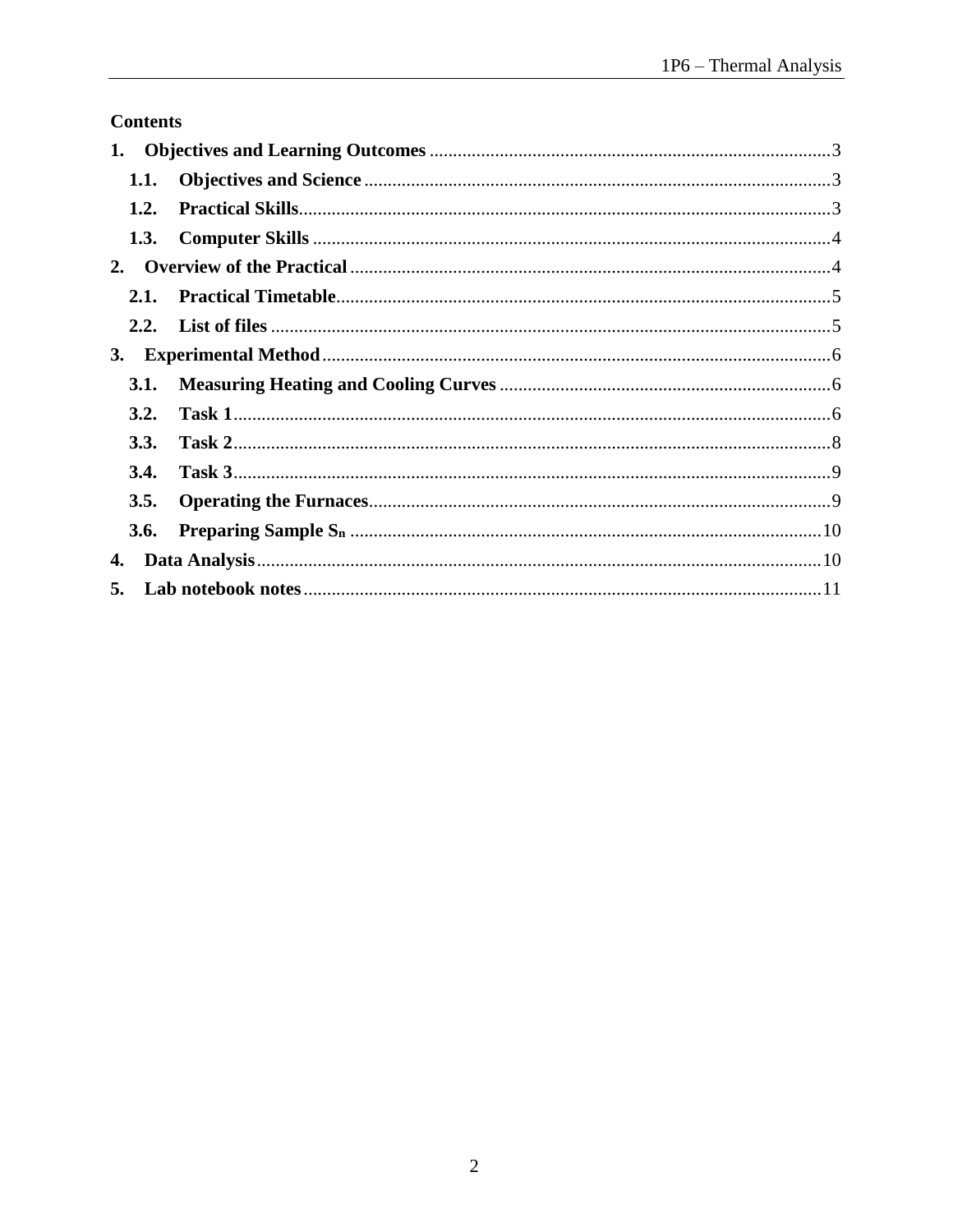**Contents**

1. **Objectives and Learning Outcomes** .................................................. 3
   - 1.1. **Objectives and Science** .................................................. 3
   - 1.2. **Practical Skills** .................................................. 3
   - 1.3. **Computer Skills** .................................................. 4
2. **Overview of the Practical** .................................................. 4
   - 2.1. **Practical Timetable** .................................................. 5
   - 2.2. **List of files** .................................................. 5
3. **Experimental Method** .................................................. 6
   - 3.1. **Measuring Heating and Cooling Curves** .................................................. 6
   - 3.2. **Task 1** .................................................. 6
   - 3.3. **Task 2** .................................................. 8
   - 3.4. **Task 3** .................................................. 9
   - 3.5. **Operating the Furnaces** .................................................. 9
   - 3.6. **Preparing Sample $S_n$** .................................................. 10
4. **Data Analysis** .................................................. 10
5. **Lab notebook notes** .................................................. 11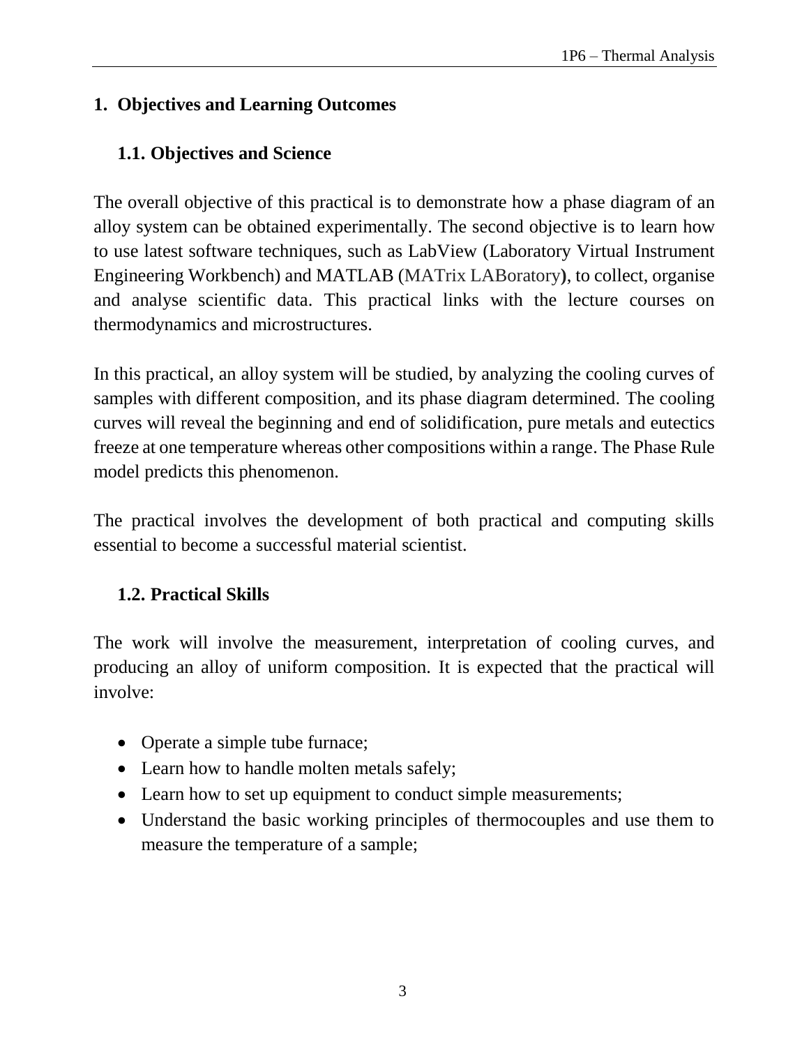# 1. Objectives and Learning Outcomes

## 1.1. Objectives and Science

The overall objective of this practical is to demonstrate how a phase diagram of an alloy system can be obtained experimentally. The second objective is to learn how to use latest software techniques, such as LabView (Laboratory Virtual Instrument Engineering Workbench) and MATLAB (MATrix LABoratory), to collect, organise and analyse scientific data. This practical links with the lecture courses on thermodynamics and microstructures.

In this practical, an alloy system will be studied, by analyzing the cooling curves of samples with different composition, and its phase diagram determined. The cooling curves will reveal the beginning and end of solidification, pure metals and eutectics freeze at one temperature whereas other compositions within a range. The Phase Rule model predicts this phenomenon.

The practical involves the development of both practical and computing skills essential to become a successful material scientist.

## 1.2. Practical Skills

The work will involve the measurement, interpretation of cooling curves, and producing an alloy of uniform composition. It is expected that the practical will involve:

- Operate a simple tube furnace;
- Learn how to handle molten metals safely;
- Learn how to set up equipment to conduct simple measurements;
- Understand the basic working principles of thermocouples and use them to measure the temperature of a sample;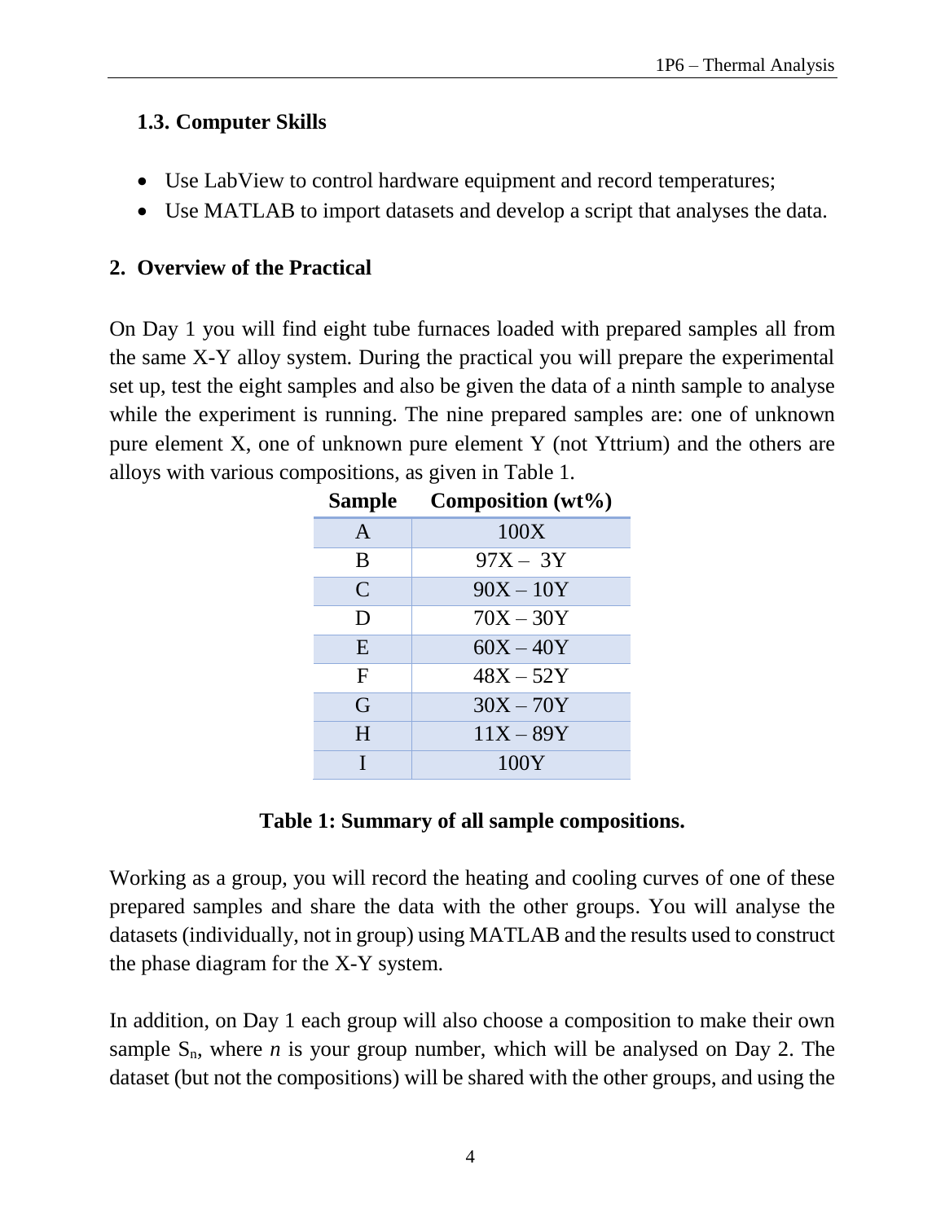### 1.3. Computer Skills

- Use LabView to control hardware equipment and record temperatures;
- Use MATLAB to import datasets and develop a script that analyses the data.

## 2. Overview of the Practical

On Day 1 you will find eight tube furnaces loaded with prepared samples all from the same X-Y alloy system. During the practical you will prepare the experimental set up, test the eight samples and also be given the data of a ninth sample to analyse while the experiment is running. The nine prepared samples are: one of unknown pure element X, one of unknown pure element Y (not Yttrium) and the others are alloys with various compositions, as given in Table 1.

| Sample | Composition (wt%) |
|---|---|
| A | 100X |
| B | 97X – 3Y |
| C | 90X – 10Y |
| D | 70X – 30Y |
| E | 60X – 40Y |
| F | 48X – 52Y |
| G | 30X – 70Y |
| H | 11X – 89Y |
| I | 100Y |

**Table 1: Summary of all sample compositions.**

Working as a group, you will record the heating and cooling curves of one of these prepared samples and share the data with the other groups. You will analyse the datasets (individually, not in group) using MATLAB and the results used to construct the phase diagram for the X-Y system.

In addition, on Day 1 each group will also choose a composition to make their own sample $S_n$, where $n$ is your group number, which will be analysed on Day 2. The dataset (but not the compositions) will be shared with the other groups, and using the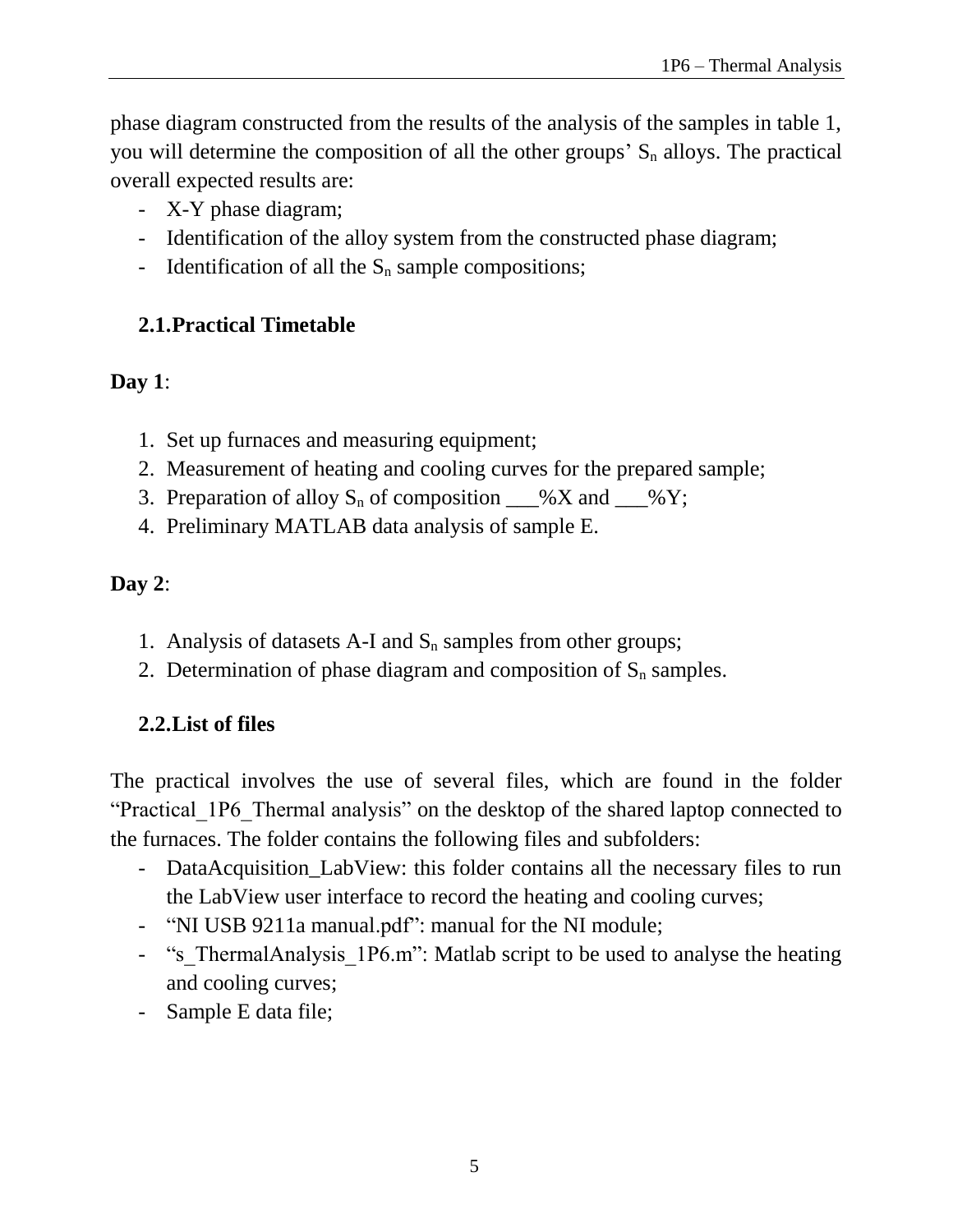phase diagram constructed from the results of the analysis of the samples in table 1, you will determine the composition of all the other groups' $S_n$ alloys. The practical overall expected results are:

- X-Y phase diagram;
- Identification of the alloy system from the constructed phase diagram;
- Identification of all the $S_n$ sample compositions;

## 2.1.Practical Timetable

**Day 1**:

1. Set up furnaces and measuring equipment;
2. Measurement of heating and cooling curves for the prepared sample;
3. Preparation of alloy $S_n$ of composition ___%X and ___%Y;
4. Preliminary MATLAB data analysis of sample E.

**Day 2**:

1. Analysis of datasets A-I and $S_n$ samples from other groups;
2. Determination of phase diagram and composition of $S_n$ samples.

## 2.2.List of files

The practical involves the use of several files, which are found in the folder "Practical_1P6_Thermal analysis" on the desktop of the shared laptop connected to the furnaces. The folder contains the following files and subfolders:

- DataAcquisition_LabView: this folder contains all the necessary files to run the LabView user interface to record the heating and cooling curves;
- "NI USB 9211a manual.pdf": manual for the NI module;
- "s_ThermalAnalysis_1P6.m": Matlab script to be used to analyse the heating and cooling curves;
- Sample E data file;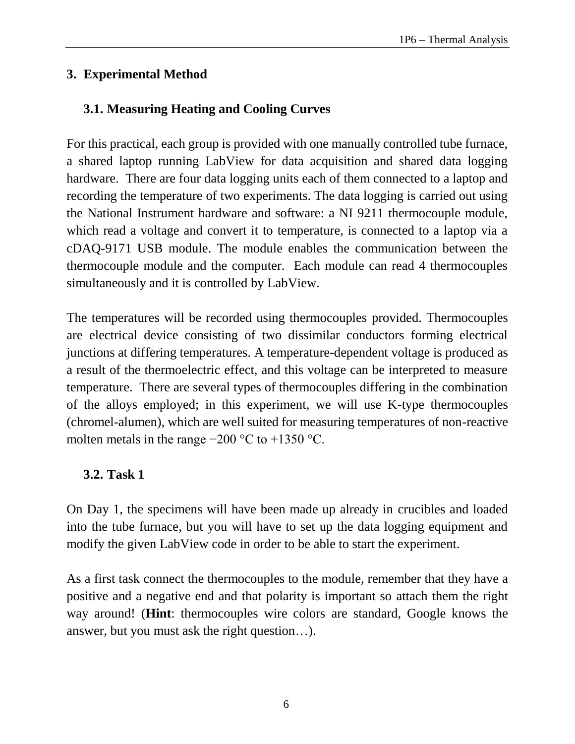## 3. Experimental Method

### 3.1. Measuring Heating and Cooling Curves

For this practical, each group is provided with one manually controlled tube furnace, a shared laptop running LabView for data acquisition and shared data logging hardware. There are four data logging units each of them connected to a laptop and recording the temperature of two experiments. The data logging is carried out using the National Instrument hardware and software: a NI 9211 thermocouple module, which read a voltage and convert it to temperature, is connected to a laptop via a cDAQ-9171 USB module. The module enables the communication between the thermocouple module and the computer. Each module can read 4 thermocouples simultaneously and it is controlled by LabView.

The temperatures will be recorded using thermocouples provided. Thermocouples are electrical device consisting of two dissimilar conductors forming electrical junctions at differing temperatures. A temperature-dependent voltage is produced as a result of the thermoelectric effect, and this voltage can be interpreted to measure temperature. There are several types of thermocouples differing in the combination of the alloys employed; in this experiment, we will use K-type thermocouples (chromel-alumen), which are well suited for measuring temperatures of non-reactive molten metals in the range −200 °C to +1350 °C.

### 3.2. Task 1

On Day 1, the specimens will have been made up already in crucibles and loaded into the tube furnace, but you will have to set up the data logging equipment and modify the given LabView code in order to be able to start the experiment.

As a first task connect the thermocouples to the module, remember that they have a positive and a negative end and that polarity is important so attach them the right way around! (**Hint**: thermocouples wire colors are standard, Google knows the answer, but you must ask the right question…).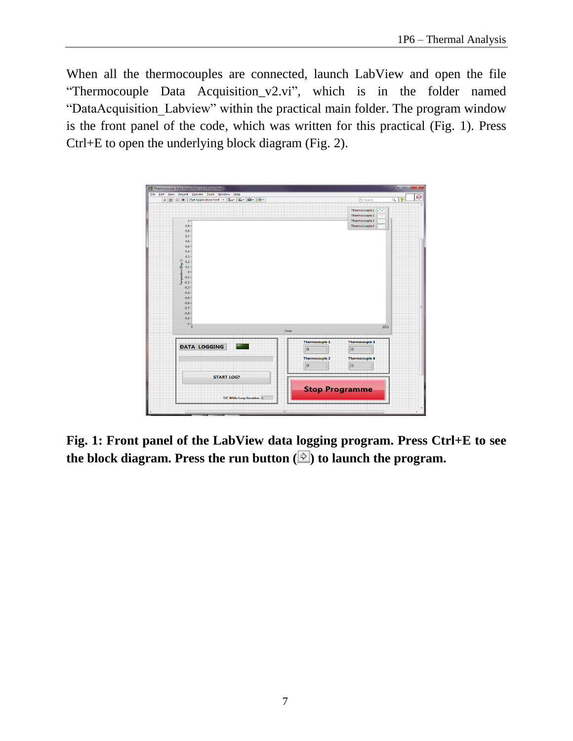When all the thermocouples are connected, launch LabView and open the file “Thermocouple Data Acquisition_v2.vi”, which is in the folder named “DataAcquisition_Labview” within the practical main folder. The program window is the front panel of the code, which was written for this practical (Fig. 1). Press Ctrl+E to open the underlying block diagram (Fig. 2).

**Fig. 1: Front panel of the LabView data logging program. Press Ctrl+E to see the block diagram. Press the run button (⇨) to launch the program.**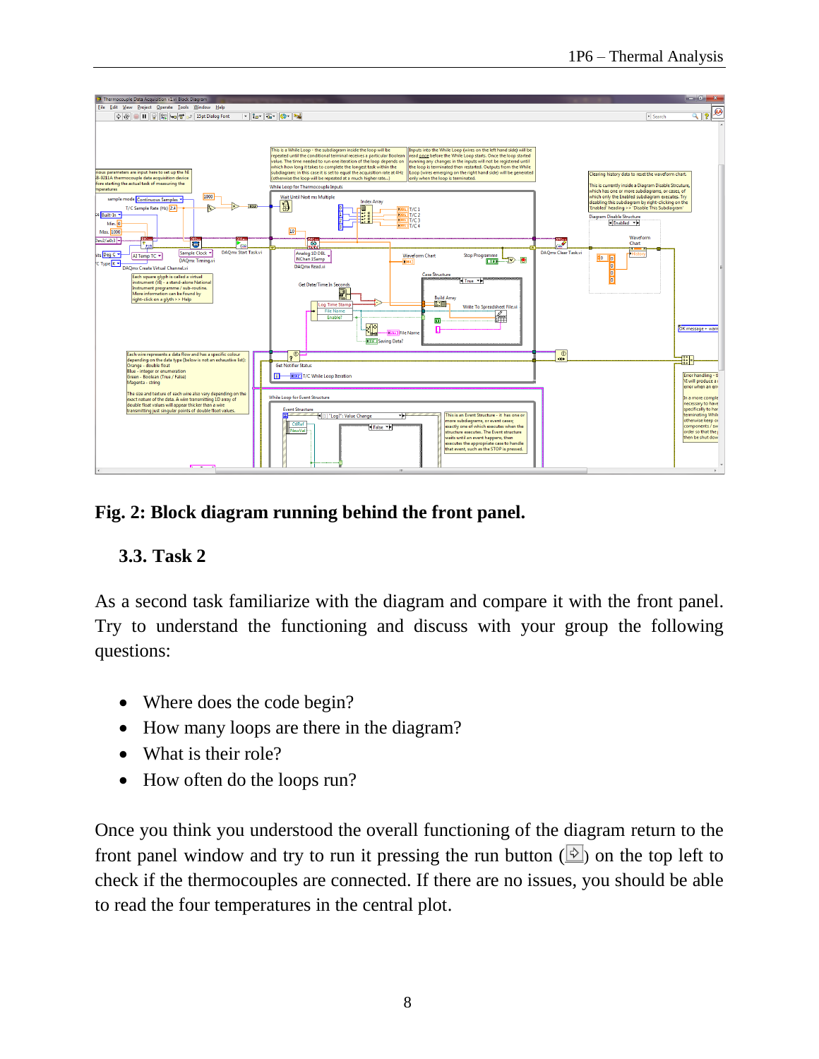**Fig. 2: Block diagram running behind the front panel.**

### 3.3. Task 2

As a second task familiarize with the diagram and compare it with the front panel. Try to understand the functioning and discuss with your group the following questions:

- Where does the code begin?
- How many loops are there in the diagram?
- What is their role?
- How often do the loops run?

Once you think you understood the overall functioning of the diagram return to the front panel window and try to run it pressing the run button (⇨) on the top left to check if the thermocouples are connected. If there are no issues, you should be able to read the four temperatures in the central plot.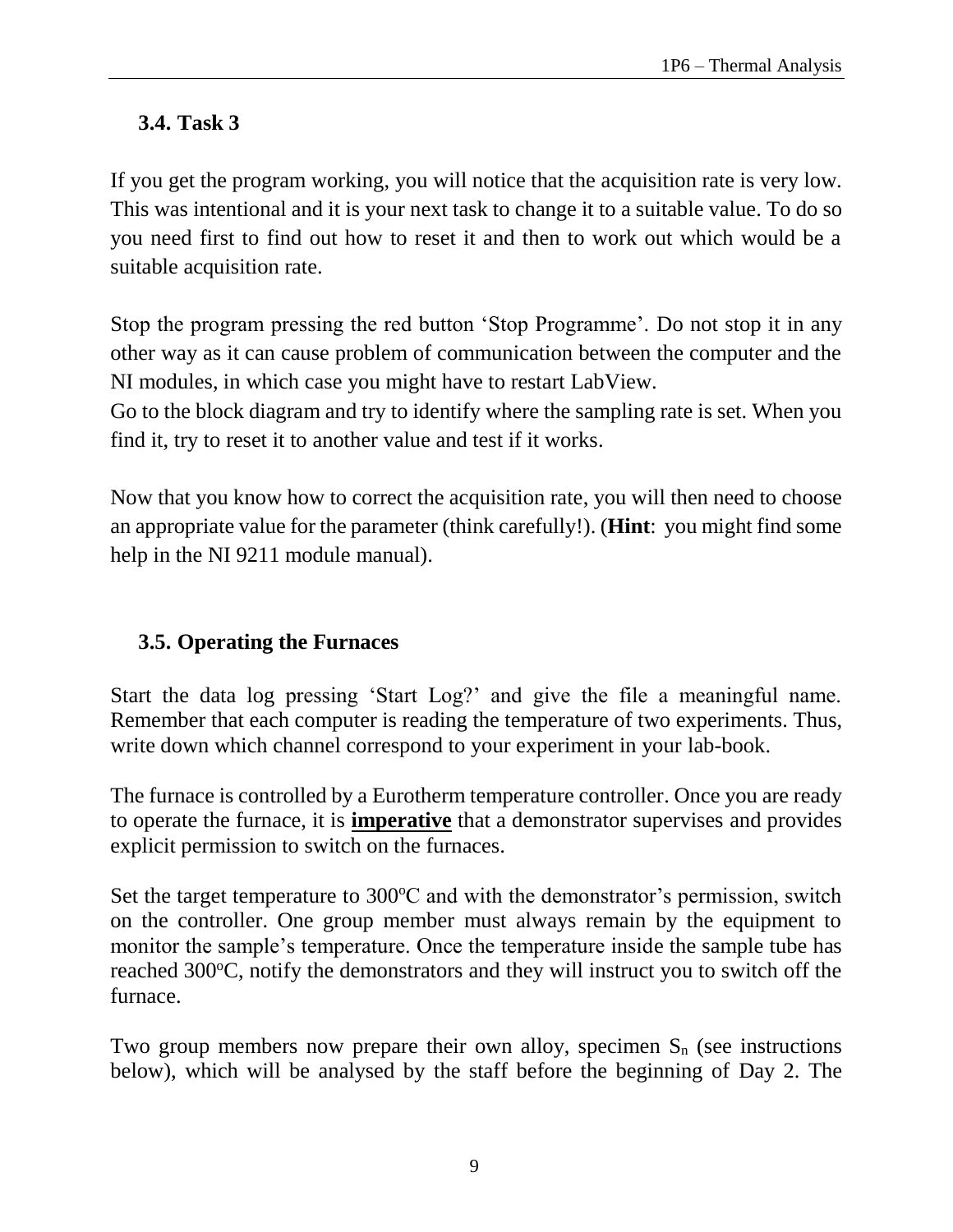### 3.4. Task 3

If you get the program working, you will notice that the acquisition rate is very low. This was intentional and it is your next task to change it to a suitable value. To do so you need first to find out how to reset it and then to work out which would be a suitable acquisition rate.

Stop the program pressing the red button 'Stop Programme'. Do not stop it in any other way as it can cause problem of communication between the computer and the NI modules, in which case you might have to restart LabView.
Go to the block diagram and try to identify where the sampling rate is set. When you find it, try to reset it to another value and test if it works.

Now that you know how to correct the acquisition rate, you will then need to choose an appropriate value for the parameter (think carefully!). (**Hint**: you might find some help in the NI 9211 module manual).

### 3.5. Operating the Furnaces

Start the data log pressing 'Start Log?' and give the file a meaningful name. Remember that each computer is reading the temperature of two experiments. Thus, write down which channel correspond to your experiment in your lab-book.

The furnace is controlled by a Eurotherm temperature controller. Once you are ready to operate the furnace, it is **imperative** that a demonstrator supervises and provides explicit permission to switch on the furnaces.

Set the target temperature to 300$^{o}$C and with the demonstrator's permission, switch on the controller. One group member must always remain by the equipment to monitor the sample's temperature. Once the temperature inside the sample tube has reached 300$^{o}$C, notify the demonstrators and they will instruct you to switch off the furnace.

Two group members now prepare their own alloy, specimen $S_n$ (see instructions below), which will be analysed by the staff before the beginning of Day 2. The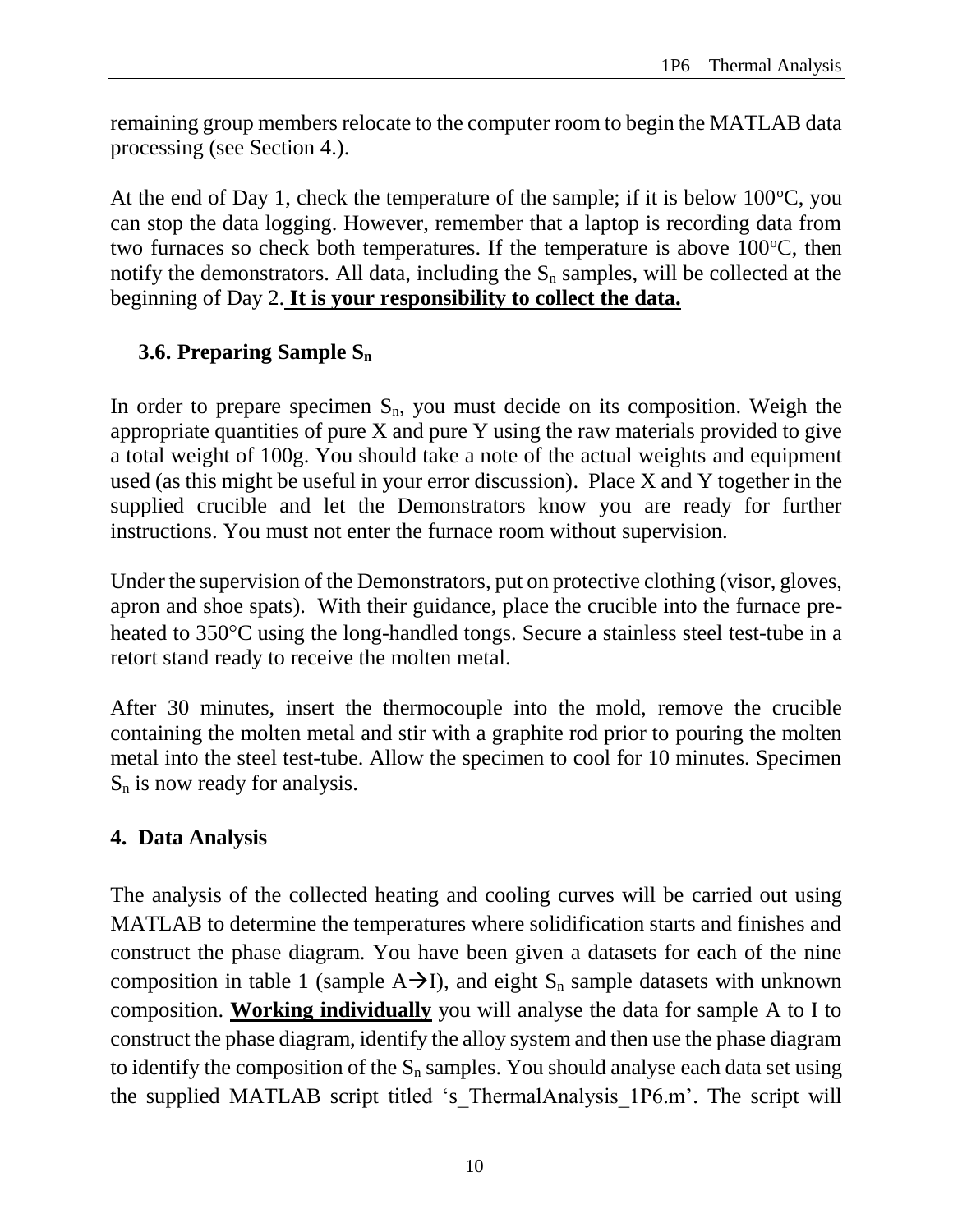remaining group members relocate to the computer room to begin the MATLAB data processing (see Section 4.).

At the end of Day 1, check the temperature of the sample; if it is below 100$^{o}$C, you can stop the data logging. However, remember that a laptop is recording data from two furnaces so check both temperatures. If the temperature is above 100$^{o}$C, then notify the demonstrators. All data, including the $S_n$ samples, will be collected at the beginning of Day 2. **It is your responsibility to collect the data.**

### 3.6. Preparing Sample $S_n$

In order to prepare specimen $S_n$, you must decide on its composition. Weigh the appropriate quantities of pure X and pure Y using the raw materials provided to give a total weight of 100g. You should take a note of the actual weights and equipment used (as this might be useful in your error discussion). Place X and Y together in the supplied crucible and let the Demonstrators know you are ready for further instructions. You must not enter the furnace room without supervision.

Under the supervision of the Demonstrators, put on protective clothing (visor, gloves, apron and shoe spats). With their guidance, place the crucible into the furnace pre-heated to 350°C using the long-handled tongs. Secure a stainless steel test-tube in a retort stand ready to receive the molten metal.

After 30 minutes, insert the thermocouple into the mold, remove the crucible containing the molten metal and stir with a graphite rod prior to pouring the molten metal into the steel test-tube. Allow the specimen to cool for 10 minutes. Specimen $S_n$ is now ready for analysis.

## 4. Data Analysis

The analysis of the collected heating and cooling curves will be carried out using MATLAB to determine the temperatures where solidification starts and finishes and construct the phase diagram. You have been given a datasets for each of the nine composition in table 1 (sample A→I), and eight $S_n$ sample datasets with unknown composition. **Working individually** you will analyse the data for sample A to I to construct the phase diagram, identify the alloy system and then use the phase diagram to identify the composition of the $S_n$ samples. You should analyse each data set using the supplied MATLAB script titled 's_ThermalAnalysis_1P6.m'. The script will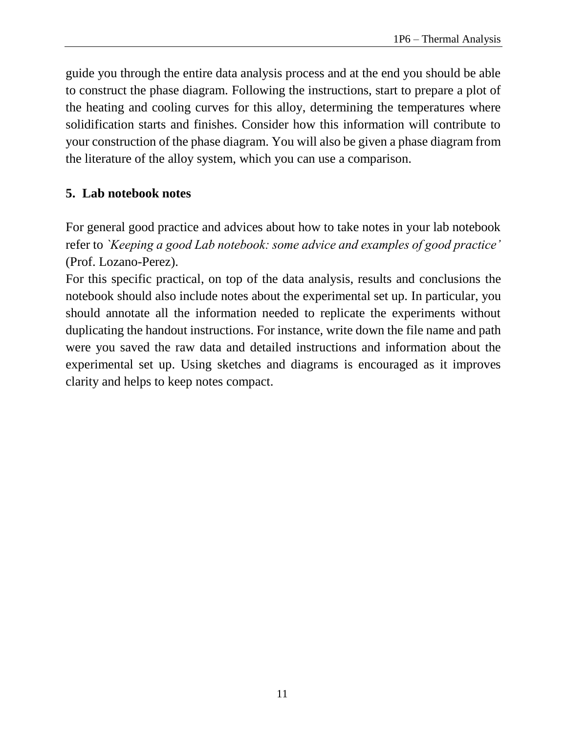guide you through the entire data analysis process and at the end you should be able to construct the phase diagram. Following the instructions, start to prepare a plot of the heating and cooling curves for this alloy, determining the temperatures where solidification starts and finishes. Consider how this information will contribute to your construction of the phase diagram. You will also be given a phase diagram from the literature of the alloy system, which you can use a comparison.

## 5. Lab notebook notes

For general good practice and advices about how to take notes in your lab notebook refer to *`Keeping a good Lab notebook: some advice and examples of good practice'* (Prof. Lozano-Perez).

For this specific practical, on top of the data analysis, results and conclusions the notebook should also include notes about the experimental set up. In particular, you should annotate all the information needed to replicate the experiments without duplicating the handout instructions. For instance, write down the file name and path were you saved the raw data and detailed instructions and information about the experimental set up. Using sketches and diagrams is encouraged as it improves clarity and helps to keep notes compact.